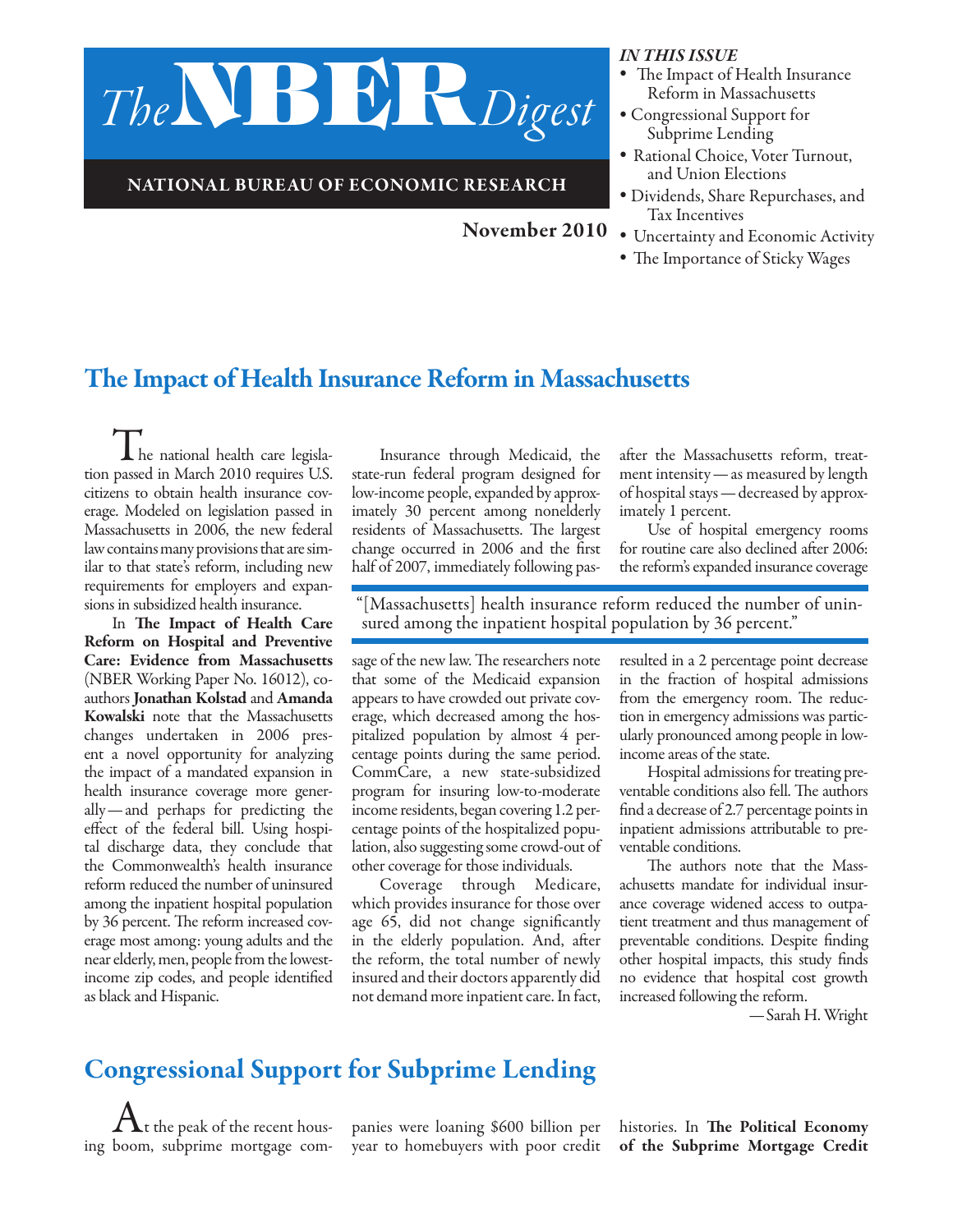# The NBER Digest

NATIONAL BUREAU OF ECONOMIC RESEARCH

November 2010

*IN THIS ISSUE*

- The Impact of Health Insurance Reform in Massachusetts
- Congressional Support for Subprime Lending
- Rational Choice, Voter Turnout, and Union Elections
- Dividends, Share Repurchases, and Tax Incentives
- Uncertainty and Economic Activity
- The Importance of Sticky Wages

## The Impact of Health Insurance Reform in Massachusetts

The national health care legislation passed in March 2010 requires U.S. citizens to obtain health insurance coverage. Modeled on legislation passed in Massachusetts in 2006, the new federal law contains many provisions that are similar to that state's reform, including new requirements for employers and expansions in subsidized health insurance.

In **The Impact of Health Care Reform on Hospital and Preventive Care: Evidence from Massachusetts** (NBER Working Paper No. 16012), co-authors **Jonathan Kolstad** and **Amanda Kowalski** note that the Massachusetts changes undertaken in 2006 present a novel opportunity for analyzing the impact of a mandated expansion in health insurance coverage more generally — and perhaps for predicting the effect of the federal bill. Using hospital discharge data, they conclude that the Commonwealth's health insurance reform reduced the number of uninsured among the inpatient hospital population by 36 percent. The reform increased coverage most among: young adults and the near elderly, men, people from the lowest-income zip codes, and people identified as black and Hispanic.

Insurance through Medicaid, the state-run federal program designed for low-income people, expanded by approximately 30 percent among nonelderly residents of Massachusetts. The largest change occurred in 2006 and the first half of 2007, immediately following passage of the new law. The researchers note that some of the Medicaid expansion appears to have crowded out private coverage, which decreased among the hospitalized population by almost 4 percentage points during the same period. CommCare, a new state-subsidized program for insuring low-to-moderate income residents, began covering 1.2 percentage points of the hospitalized population, also suggesting some crowd-out of other coverage for those individuals.

> "[Massachusetts] health insurance reform reduced the number of uninsured among the inpatient hospital population by 36 percent."

Coverage through Medicare, which provides insurance for those over age 65, did not change significantly in the elderly population. And, after the reform, the total number of newly insured and their doctors apparently did not demand more inpatient care. In fact, after the Massachusetts reform, treatment intensity — as measured by length of hospital stays — decreased by approximately 1 percent.

Use of hospital emergency rooms for routine care also declined after 2006: the reform's expanded insurance coverage resulted in a 2 percentage point decrease in the fraction of hospital admissions from the emergency room. The reduction in emergency admissions was particularly pronounced among people in low-income areas of the state.

Hospital admissions for treating preventable conditions also fell. The authors find a decrease of 2.7 percentage points in inpatient admissions attributable to preventable conditions.

The authors note that the Massachusetts mandate for individual insurance coverage widened access to outpatient treatment and thus management of preventable conditions. Despite finding other hospital impacts, this study finds no evidence that hospital cost growth increased following the reform.

— Sarah H. Wright

## Congressional Support for Subprime Lending

At the peak of the recent housing boom, subprime mortgage companies were loaning $600 billion per year to homebuyers with poor credit histories. In **The Political Economy of the Subprime Mortgage Credit**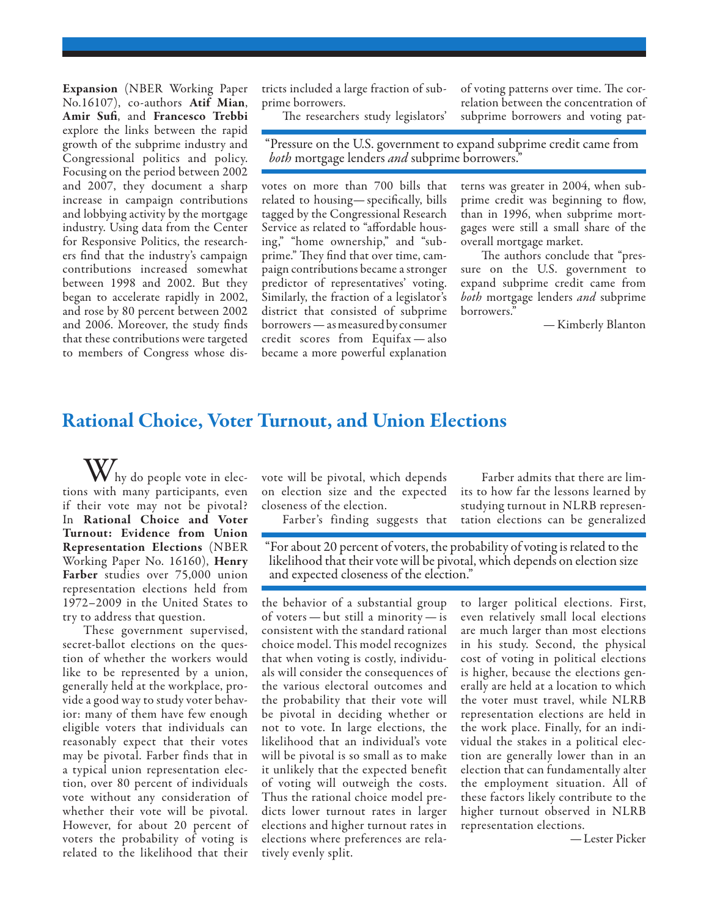**Expansion** (NBER Working Paper No.16107), co-authors **Atif Mian**, **Amir Sufi**, and **Francesco Trebbi** explore the links between the rapid growth of the subprime industry and Congressional politics and policy. Focusing on the period between 2002 and 2007, they document a sharp increase in campaign contributions and lobbying activity by the mortgage industry. Using data from the Center for Responsive Politics, the researchers find that the industry's campaign contributions increased somewhat between 1998 and 2002. But they began to accelerate rapidly in 2002, and rose by 80 percent between 2002 and 2006. Moreover, the study finds that these contributions were targeted to members of Congress whose districts included a large fraction of subprime borrowers.

The researchers study legislators' votes on more than 700 bills that related to housing— specifically, bills tagged by the Congressional Research Service as related to "affordable housing," "home ownership," and "subprime." They find that over time, campaign contributions became a stronger predictor of representatives' voting. Similarly, the fraction of a legislator's district that consisted of subprime borrowers — as measured by consumer credit scores from Equifax — also became a more powerful explanation of voting patterns over time. The correlation between the concentration of subprime borrowers and voting patterns was greater in 2004, when subprime credit was beginning to flow, than in 1996, when subprime mortgages were still a small share of the overall mortgage market.

> "Pressure on the U.S. government to expand subprime credit came from *both* mortgage lenders *and* subprime borrowers."

The authors conclude that "pressure on the U.S. government to expand subprime credit came from *both* mortgage lenders *and* subprime borrowers."

— Kimberly Blanton

## Rational Choice, Voter Turnout, and Union Elections

Why do people vote in elections with many participants, even if their vote may not be pivotal? In **Rational Choice and Voter Turnout: Evidence from Union Representation Elections** (NBER Working Paper No. 16160), **Henry Farber** studies over 75,000 union representation elections held from 1972–2009 in the United States to try to address that question.

These government supervised, secret-ballot elections on the question of whether the workers would like to be represented by a union, generally held at the workplace, provide a good way to study voter behavior: many of them have few enough eligible voters that individuals can reasonably expect that their votes may be pivotal. Farber finds that in a typical union representation election, over 80 percent of individuals vote without any consideration of whether their vote will be pivotal. However, for about 20 percent of voters the probability of voting is related to the likelihood that their vote will be pivotal, which depends on election size and the expected closeness of the election.

Farber's finding suggests that the behavior of a substantial group of voters — but still a minority — is consistent with the standard rational choice model. This model recognizes that when voting is costly, individuals will consider the consequences of the various electoral outcomes and the probability that their vote will be pivotal in deciding whether or not to vote. In large elections, the likelihood that an individual's vote will be pivotal is so small as to make it unlikely that the expected benefit of voting will outweigh the costs. Thus the rational choice model predicts lower turnout rates in larger elections and higher turnout rates in elections where preferences are relatively evenly split.

> "For about 20 percent of voters, the probability of voting is related to the likelihood that their vote will be pivotal, which depends on election size and expected closeness of the election."

Farber admits that there are limits to how far the lessons learned by studying turnout in NLRB representation elections can be generalized to larger political elections. First, even relatively small local elections are much larger than most elections in his study. Second, the physical cost of voting in political elections is higher, because the elections generally are held at a location to which the voter must travel, while NLRB representation elections are held in the work place. Finally, for an individual the stakes in a political election are generally lower than in an election that can fundamentally alter the employment situation. All of these factors likely contribute to the higher turnout observed in NLRB representation elections.

— Lester Picker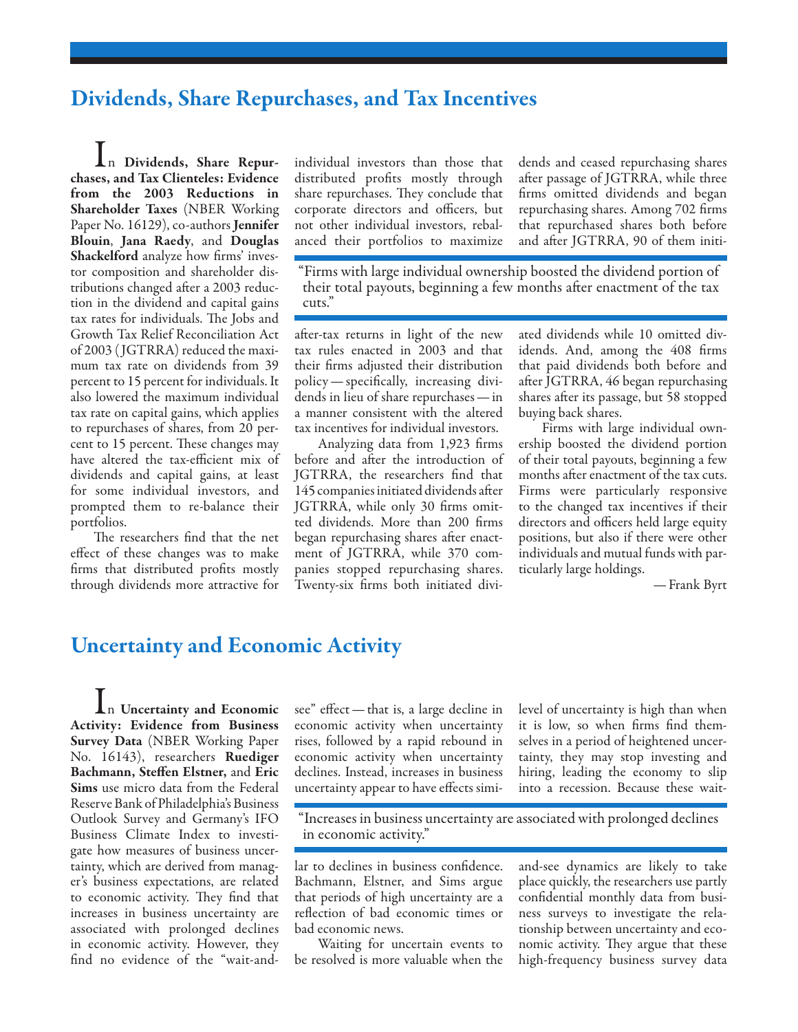## Dividends, Share Repurchases, and Tax Incentives

In **Dividends, Share Repurchases, and Tax Clienteles: Evidence from the 2003 Reductions in Shareholder Taxes** (NBER Working Paper No. 16129), co-authors **Jennifer Blouin**, **Jana Raedy**, and **Douglas Shackelford** analyze how firms' investor composition and shareholder distributions changed after a 2003 reduction in the dividend and capital gains tax rates for individuals. The Jobs and Growth Tax Relief Reconciliation Act of 2003 (JGTRRA) reduced the maximum tax rate on dividends from 39 percent to 15 percent for individuals. It also lowered the maximum individual tax rate on capital gains, which applies to repurchases of shares, from 20 percent to 15 percent. These changes may have altered the tax-efficient mix of dividends and capital gains, at least for some individual investors, and prompted them to re-balance their portfolios.

The researchers find that the net effect of these changes was to make firms that distributed profits mostly through dividends more attractive for individual investors than those that distributed profits mostly through share repurchases. They conclude that corporate directors and officers, but not other individual investors, rebalanced their portfolios to maximize after-tax returns in light of the new tax rules enacted in 2003 and that their firms adjusted their distribution policy — specifically, increasing dividends in lieu of share repurchases — in a manner consistent with the altered tax incentives for individual investors.

> "Firms with large individual ownership boosted the dividend portion of their total payouts, beginning a few months after enactment of the tax cuts."

Analyzing data from 1,923 firms before and after the introduction of JGTRRA, the researchers find that 145 companies initiated dividends after JGTRRA, while only 30 firms omitted dividends. More than 200 firms began repurchasing shares after enactment of JGTRRA, while 370 companies stopped repurchasing shares. Twenty-six firms both initiated dividends and ceased repurchasing shares after passage of JGTRRA, while three firms omitted dividends and began repurchasing shares. Among 702 firms that repurchased shares both before and after JGTRRA, 90 of them initiated dividends while 10 omitted dividends. And, among the 408 firms that paid dividends both before and after JGTRRA, 46 began repurchasing shares after its passage, but 58 stopped buying back shares.

Firms with large individual ownership boosted the dividend portion of their total payouts, beginning a few months after enactment of the tax cuts. Firms were particularly responsive to the changed tax incentives if their directors and officers held large equity positions, but also if there were other individuals and mutual funds with particularly large holdings.

— Frank Byrt

## Uncertainty and Economic Activity

In **Uncertainty and Economic Activity: Evidence from Business Survey Data** (NBER Working Paper No. 16143), researchers **Ruediger Bachmann, Steffen Elstner,** and **Eric Sims** use micro data from the Federal Reserve Bank of Philadelphia's Business Outlook Survey and Germany's IFO Business Climate Index to investigate how measures of business uncertainty, which are derived from manager's business expectations, are related to economic activity. They find that increases in business uncertainty are associated with prolonged declines in economic activity. However, they find no evidence of the "wait-and-see" effect — that is, a large decline in economic activity when uncertainty rises, followed by a rapid rebound in economic activity when uncertainty declines. Instead, increases in business uncertainty appear to have effects similar to declines in business confidence. Bachmann, Elstner, and Sims argue that periods of high uncertainty are a reflection of bad economic times or bad economic news.

> "Increases in business uncertainty are associated with prolonged declines in economic activity."

Waiting for uncertain events to be resolved is more valuable when the level of uncertainty is high than when it is low, so when firms find themselves in a period of heightened uncertainty, they may stop investing and hiring, leading the economy to slip into a recession. Because these wait-and-see dynamics are likely to take place quickly, the researchers use partly confidential monthly data from business surveys to investigate the relationship between uncertainty and economic activity. They argue that these high-frequency business survey data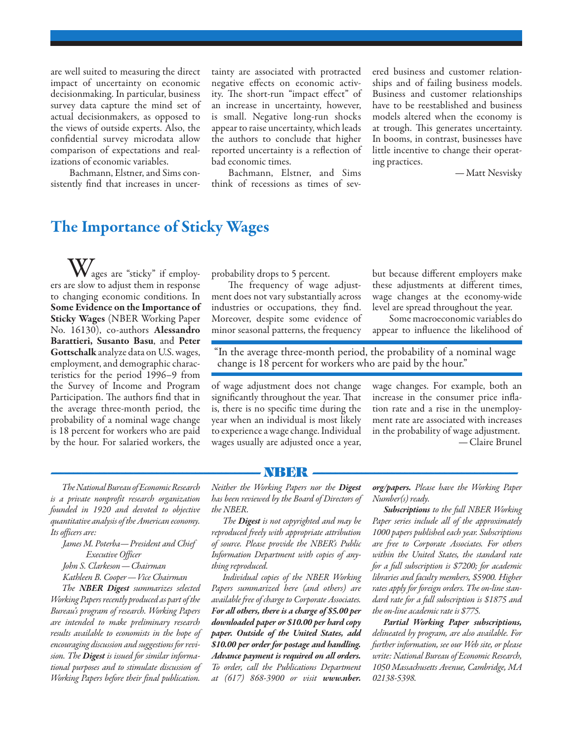are well suited to measuring the direct impact of uncertainty on economic decisionmaking. In particular, business survey data capture the mind set of actual decisionmakers, as opposed to the views of outside experts. Also, the confidential survey microdata allow comparison of expectations and realizations of economic variables.

Bachmann, Elstner, and Sims consistently find that increases in uncertainty are associated with protracted negative effects on economic activity. The short-run "impact effect" of an increase in uncertainty, however, is small. Negative long-run shocks appear to raise uncertainty, which leads the authors to conclude that higher reported uncertainty is a reflection of bad economic times.

Bachmann, Elstner, and Sims think of recessions as times of severed business and customer relationships and of failing business models. Business and customer relationships have to be reestablished and business models altered when the economy is at trough. This generates uncertainty. In booms, in contrast, businesses have little incentive to change their operating practices.

— Matt Nesvisky

## The Importance of Sticky Wages

Wages are "sticky" if employers are slow to adjust them in response to changing economic conditions. In **Some Evidence on the Importance of Sticky Wages** (NBER Working Paper No. 16130), co-authors **Alessandro Barattieri, Susanto Basu**, and **Peter Gottschalk** analyze data on U.S. wages, employment, and demographic characteristics for the period 1996–9 from the Survey of Income and Program Participation. The authors find that in the average three-month period, the probability of a nominal wage change is 18 percent for workers who are paid by the hour. For salaried workers, the probability drops to 5 percent.

The frequency of wage adjustment does not vary substantially across industries or occupations, they find. Moreover, despite some evidence of minor seasonal patterns, the frequency of wage adjustment does not change significantly throughout the year. That is, there is no specific time during the year when an individual is most likely to experience a wage change. Individual wages usually are adjusted once a year, but because different employers make these adjustments at different times, wage changes at the economy-wide level are spread throughout the year.

"In the average three-month period, the probability of a nominal wage change is 18 percent for workers who are paid by the hour."

Some macroeconomic variables do appear to influence the likelihood of wage changes. For example, both an increase in the consumer price inflation rate and a rise in the unemployment rate are associated with increases in the probability of wage adjustment.

— Claire Brunel

NBER

*The National Bureau of Economic Research is a private nonprofit research organization founded in 1920 and devoted to objective quantitative analysis of the American economy. Its officers are:*

*James M. Poterba— President and Chief Executive Officer*

*John S. Clarkeson — Chairman*

*Kathleen B. Cooper — Vice Chairman*

*The **NBER Digest** summarizes selected Working Papers recently produced as part of the Bureau's program of research. Working Papers are intended to make preliminary research results available to economists in the hope of encouraging discussion and suggestions for revision. The **Digest** is issued for similar informational purposes and to stimulate discussion of Working Papers before their final publication. Neither the Working Papers nor the **Digest** has been reviewed by the Board of Directors of the NBER.*

*The **Digest** is not copyrighted and may be reproduced freely with appropriate attribution of source. Please provide the NBER's Public Information Department with copies of anything reproduced.*

*Individual copies of the NBER Working Papers summarized here (and others) are available free of charge to Corporate Associates. **For all others, there is a charge of $5.00 per downloaded paper or $10.00 per hard copy paper. Outside of the United States, add $10.00 per order for postage and handling. Advance payment is required on all orders.** To order, call the Publications Department at (617) 868-3900 or visit **www.nber.org/papers.** Please have the Working Paper Number(s) ready.*

***Subscriptions** to the full NBER Working Paper series include all of the approximately 1000 papers published each year. Subscriptions are free to Corporate Associates. For others within the United States, the standard rate for a full subscription is $7200; for academic libraries and faculty members, $5900. Higher rates apply for foreign orders. The on-line standard rate for a full subscription is $1875 and the on-line academic rate is $775.*

***Partial Working Paper subscriptions,** delineated by program, are also available. For further information, see our Web site, or please write: National Bureau of Economic Research, 1050 Massachusetts Avenue, Cambridge, MA 02138-5398.*